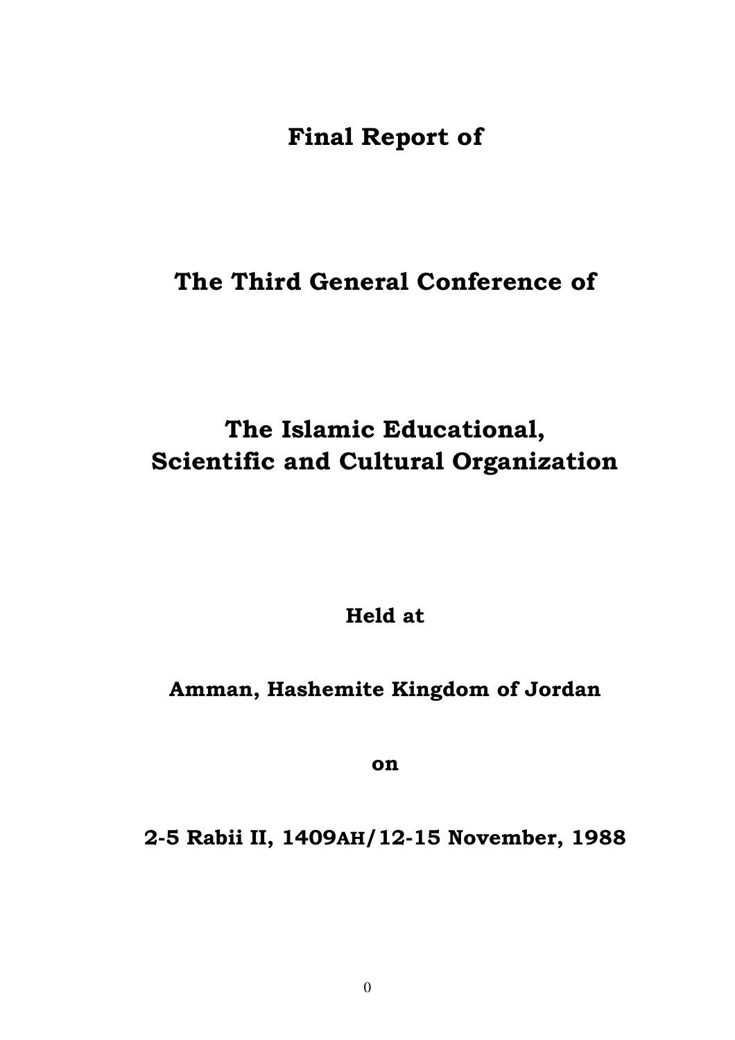# Final Report of

# The Third General Conference of

# The Islamic Educational, Scientific and Cultural Organization

**Held at**

**Amman, Hashemite Kingdom of Jordan**

**on**

**2-5 Rabii II, 1409AH/12-15 November, 1988**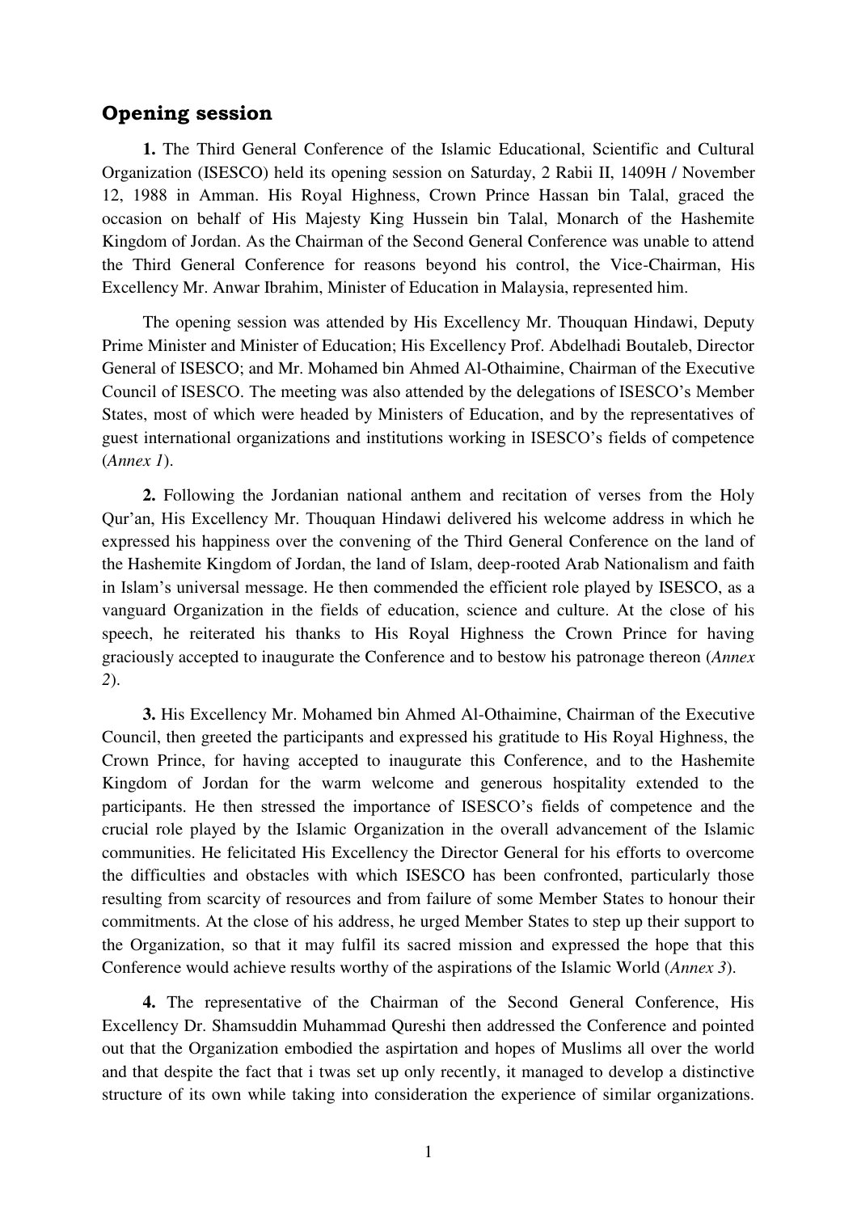## Opening session

**1.** The Third General Conference of the Islamic Educational, Scientific and Cultural Organization (ISESCO) held its opening session on Saturday, 2 Rabii II, 1409H / November 12, 1988 in Amman. His Royal Highness, Crown Prince Hassan bin Talal, graced the occasion on behalf of His Majesty King Hussein bin Talal, Monarch of the Hashemite Kingdom of Jordan. As the Chairman of the Second General Conference was unable to attend the Third General Conference for reasons beyond his control, the Vice-Chairman, His Excellency Mr. Anwar Ibrahim, Minister of Education in Malaysia, represented him.

The opening session was attended by His Excellency Mr. Thouquan Hindawi, Deputy Prime Minister and Minister of Education; His Excellency Prof. Abdelhadi Boutaleb, Director General of ISESCO; and Mr. Mohamed bin Ahmed Al-Othaimine, Chairman of the Executive Council of ISESCO. The meeting was also attended by the delegations of ISESCO's Member States, most of which were headed by Ministers of Education, and by the representatives of guest international organizations and institutions working in ISESCO's fields of competence (*Annex 1*).

**2.** Following the Jordanian national anthem and recitation of verses from the Holy Qur'an, His Excellency Mr. Thouquan Hindawi delivered his welcome address in which he expressed his happiness over the convening of the Third General Conference on the land of the Hashemite Kingdom of Jordan, the land of Islam, deep-rooted Arab Nationalism and faith in Islam's universal message. He then commended the efficient role played by ISESCO, as a vanguard Organization in the fields of education, science and culture. At the close of his speech, he reiterated his thanks to His Royal Highness the Crown Prince for having graciously accepted to inaugurate the Conference and to bestow his patronage thereon (*Annex 2*).

**3.** His Excellency Mr. Mohamed bin Ahmed Al-Othaimine, Chairman of the Executive Council, then greeted the participants and expressed his gratitude to His Royal Highness, the Crown Prince, for having accepted to inaugurate this Conference, and to the Hashemite Kingdom of Jordan for the warm welcome and generous hospitality extended to the participants. He then stressed the importance of ISESCO's fields of competence and the crucial role played by the Islamic Organization in the overall advancement of the Islamic communities. He felicitated His Excellency the Director General for his efforts to overcome the difficulties and obstacles with which ISESCO has been confronted, particularly those resulting from scarcity of resources and from failure of some Member States to honour their commitments. At the close of his address, he urged Member States to step up their support to the Organization, so that it may fulfil its sacred mission and expressed the hope that this Conference would achieve results worthy of the aspirations of the Islamic World (*Annex 3*).

**4.** The representative of the Chairman of the Second General Conference, His Excellency Dr. Shamsuddin Muhammad Qureshi then addressed the Conference and pointed out that the Organization embodied the aspirtation and hopes of Muslims all over the world and that despite the fact that i twas set up only recently, it managed to develop a distinctive structure of its own while taking into consideration the experience of similar organizations.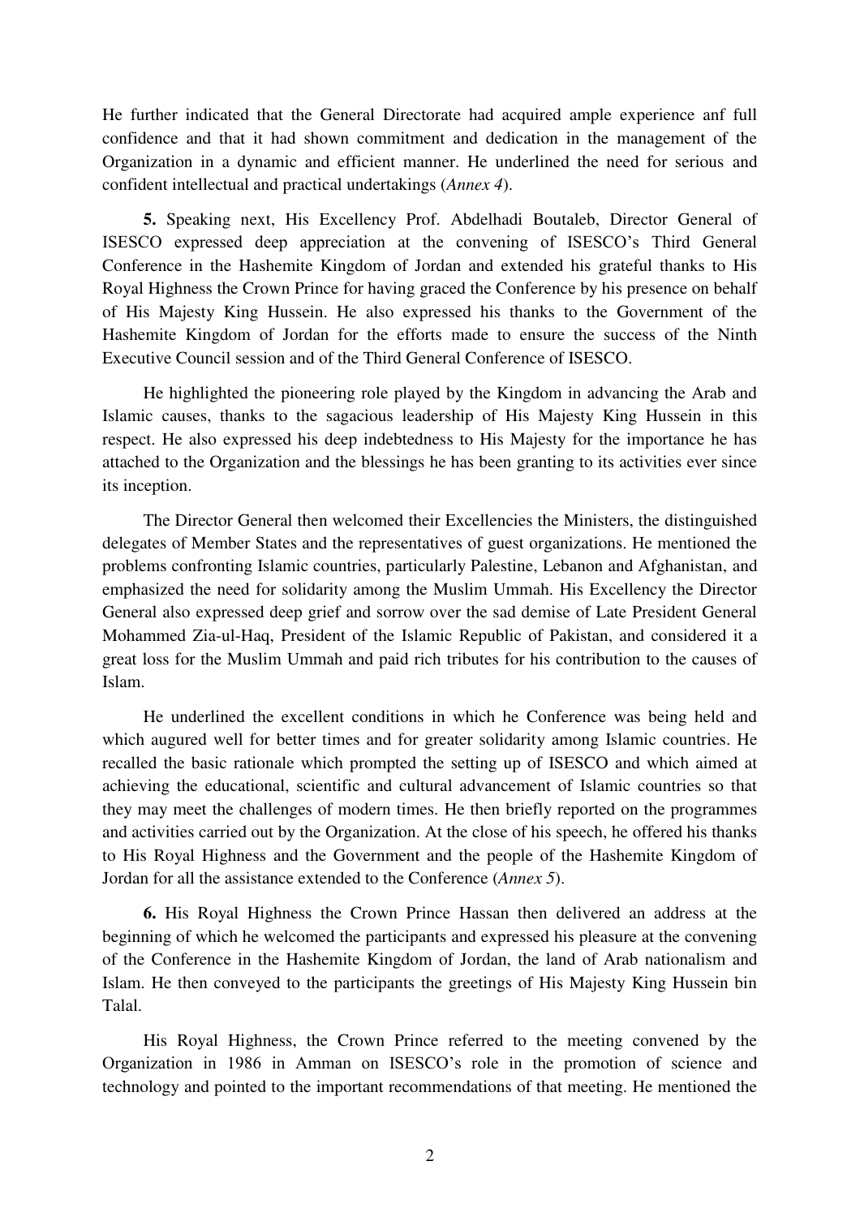He further indicated that the General Directorate had acquired ample experience anf full confidence and that it had shown commitment and dedication in the management of the Organization in a dynamic and efficient manner. He underlined the need for serious and confident intellectual and practical undertakings (*Annex 4*).

**5.** Speaking next, His Excellency Prof. Abdelhadi Boutaleb, Director General of ISESCO expressed deep appreciation at the convening of ISESCO's Third General Conference in the Hashemite Kingdom of Jordan and extended his grateful thanks to His Royal Highness the Crown Prince for having graced the Conference by his presence on behalf of His Majesty King Hussein. He also expressed his thanks to the Government of the Hashemite Kingdom of Jordan for the efforts made to ensure the success of the Ninth Executive Council session and of the Third General Conference of ISESCO.

He highlighted the pioneering role played by the Kingdom in advancing the Arab and Islamic causes, thanks to the sagacious leadership of His Majesty King Hussein in this respect. He also expressed his deep indebtedness to His Majesty for the importance he has attached to the Organization and the blessings he has been granting to its activities ever since its inception.

The Director General then welcomed their Excellencies the Ministers, the distinguished delegates of Member States and the representatives of guest organizations. He mentioned the problems confronting Islamic countries, particularly Palestine, Lebanon and Afghanistan, and emphasized the need for solidarity among the Muslim Ummah. His Excellency the Director General also expressed deep grief and sorrow over the sad demise of Late President General Mohammed Zia-ul-Haq, President of the Islamic Republic of Pakistan, and considered it a great loss for the Muslim Ummah and paid rich tributes for his contribution to the causes of Islam.

He underlined the excellent conditions in which he Conference was being held and which augured well for better times and for greater solidarity among Islamic countries. He recalled the basic rationale which prompted the setting up of ISESCO and which aimed at achieving the educational, scientific and cultural advancement of Islamic countries so that they may meet the challenges of modern times. He then briefly reported on the programmes and activities carried out by the Organization. At the close of his speech, he offered his thanks to His Royal Highness and the Government and the people of the Hashemite Kingdom of Jordan for all the assistance extended to the Conference (*Annex 5*).

**6.** His Royal Highness the Crown Prince Hassan then delivered an address at the beginning of which he welcomed the participants and expressed his pleasure at the convening of the Conference in the Hashemite Kingdom of Jordan, the land of Arab nationalism and Islam. He then conveyed to the participants the greetings of His Majesty King Hussein bin Talal.

His Royal Highness, the Crown Prince referred to the meeting convened by the Organization in 1986 in Amman on ISESCO's role in the promotion of science and technology and pointed to the important recommendations of that meeting. He mentioned the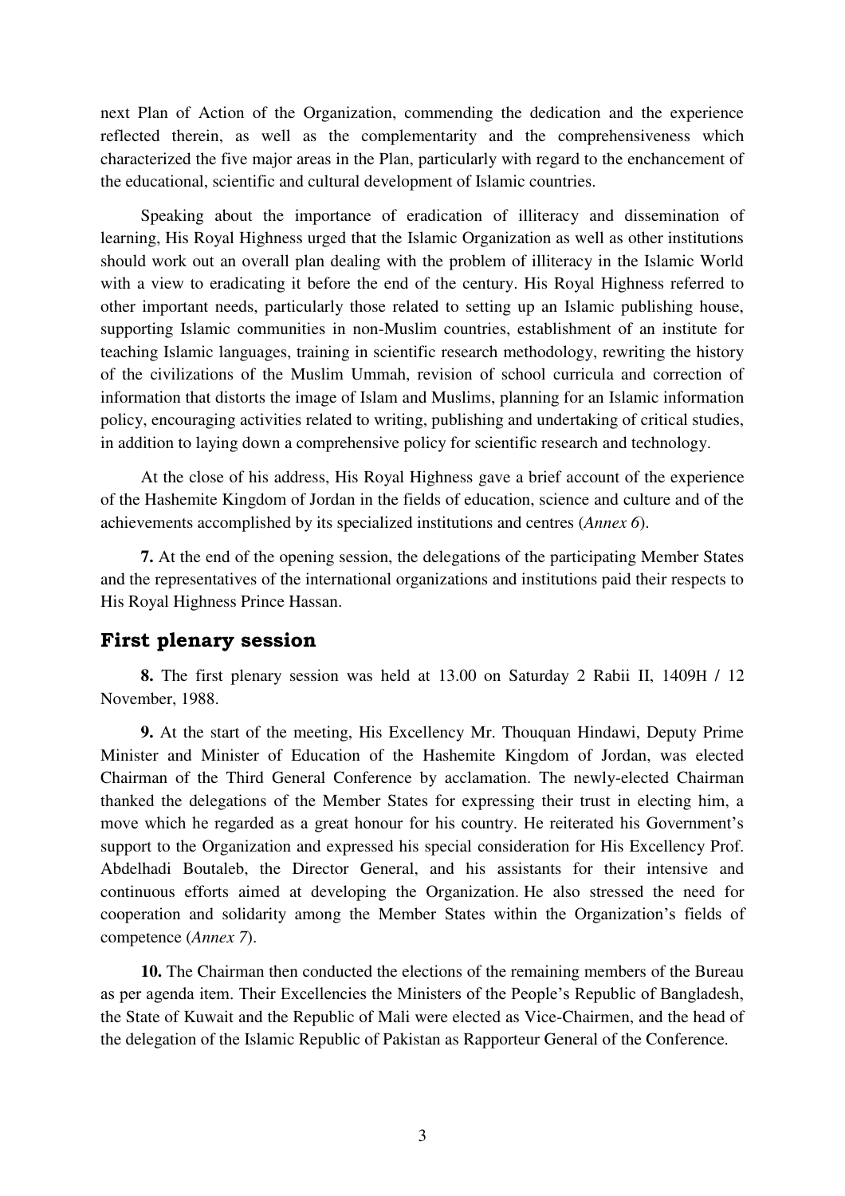next Plan of Action of the Organization, commending the dedication and the experience reflected therein, as well as the complementarity and the comprehensiveness which characterized the five major areas in the Plan, particularly with regard to the enchancement of the educational, scientific and cultural development of Islamic countries.

Speaking about the importance of eradication of illiteracy and dissemination of learning, His Royal Highness urged that the Islamic Organization as well as other institutions should work out an overall plan dealing with the problem of illiteracy in the Islamic World with a view to eradicating it before the end of the century. His Royal Highness referred to other important needs, particularly those related to setting up an Islamic publishing house, supporting Islamic communities in non-Muslim countries, establishment of an institute for teaching Islamic languages, training in scientific research methodology, rewriting the history of the civilizations of the Muslim Ummah, revision of school curricula and correction of information that distorts the image of Islam and Muslims, planning for an Islamic information policy, encouraging activities related to writing, publishing and undertaking of critical studies, in addition to laying down a comprehensive policy for scientific research and technology.

At the close of his address, His Royal Highness gave a brief account of the experience of the Hashemite Kingdom of Jordan in the fields of education, science and culture and of the achievements accomplished by its specialized institutions and centres (*Annex 6*).

**7.** At the end of the opening session, the delegations of the participating Member States and the representatives of the international organizations and institutions paid their respects to His Royal Highness Prince Hassan.

## First plenary session

**8.** The first plenary session was held at 13.00 on Saturday 2 Rabii II, 1409H / 12 November, 1988.

**9.** At the start of the meeting, His Excellency Mr. Thouquan Hindawi, Deputy Prime Minister and Minister of Education of the Hashemite Kingdom of Jordan, was elected Chairman of the Third General Conference by acclamation. The newly-elected Chairman thanked the delegations of the Member States for expressing their trust in electing him, a move which he regarded as a great honour for his country. He reiterated his Government's support to the Organization and expressed his special consideration for His Excellency Prof. Abdelhadi Boutaleb, the Director General, and his assistants for their intensive and continuous efforts aimed at developing the Organization. He also stressed the need for cooperation and solidarity among the Member States within the Organization's fields of competence (*Annex 7*).

**10.** The Chairman then conducted the elections of the remaining members of the Bureau as per agenda item. Their Excellencies the Ministers of the People's Republic of Bangladesh, the State of Kuwait and the Republic of Mali were elected as Vice-Chairmen, and the head of the delegation of the Islamic Republic of Pakistan as Rapporteur General of the Conference.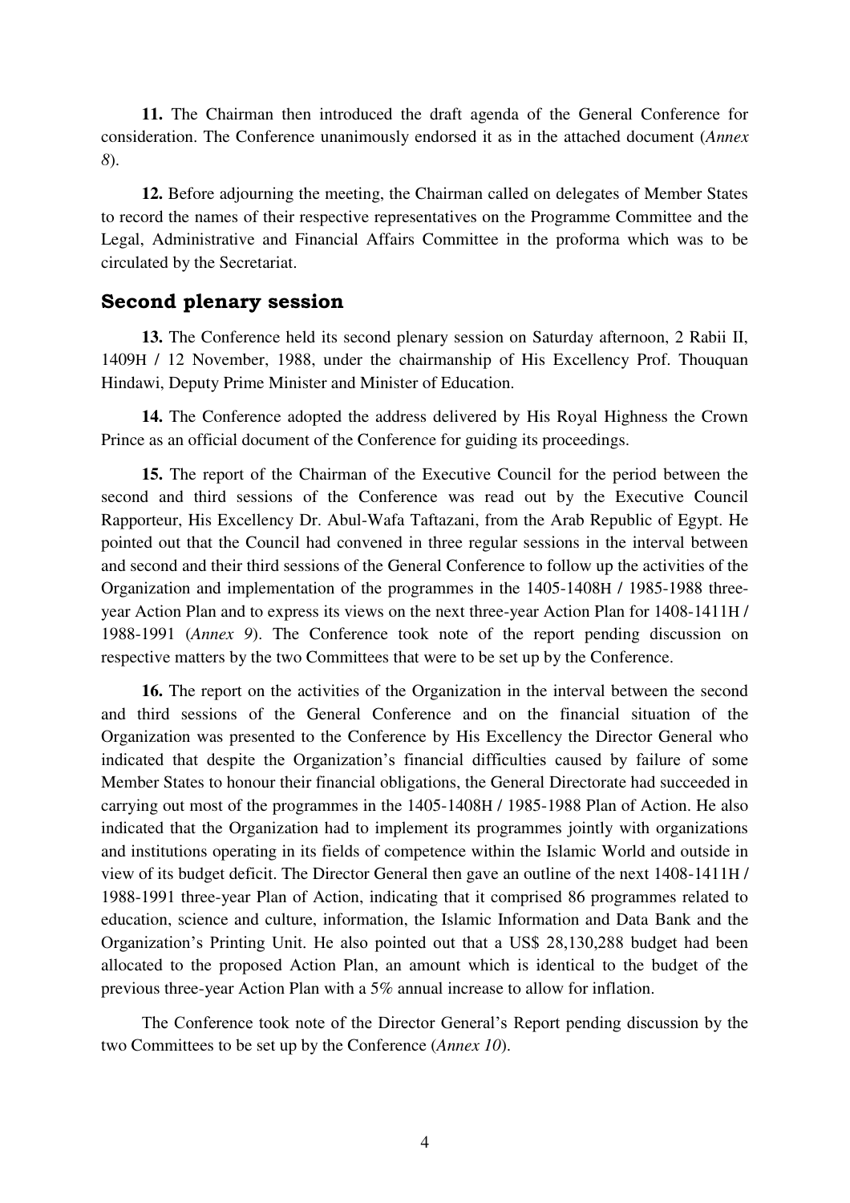**11.** The Chairman then introduced the draft agenda of the General Conference for consideration. The Conference unanimously endorsed it as in the attached document (*Annex 8*).

**12.** Before adjourning the meeting, the Chairman called on delegates of Member States to record the names of their respective representatives on the Programme Committee and the Legal, Administrative and Financial Affairs Committee in the proforma which was to be circulated by the Secretariat.

## Second plenary session

**13.** The Conference held its second plenary session on Saturday afternoon, 2 Rabii II, 1409H / 12 November, 1988, under the chairmanship of His Excellency Prof. Thouquan Hindawi, Deputy Prime Minister and Minister of Education.

**14.** The Conference adopted the address delivered by His Royal Highness the Crown Prince as an official document of the Conference for guiding its proceedings.

**15.** The report of the Chairman of the Executive Council for the period between the second and third sessions of the Conference was read out by the Executive Council Rapporteur, His Excellency Dr. Abul-Wafa Taftazani, from the Arab Republic of Egypt. He pointed out that the Council had convened in three regular sessions in the interval between and second and their third sessions of the General Conference to follow up the activities of the Organization and implementation of the programmes in the 1405-1408H / 1985-1988 three-year Action Plan and to express its views on the next three-year Action Plan for 1408-1411H / 1988-1991 (*Annex 9*). The Conference took note of the report pending discussion on respective matters by the two Committees that were to be set up by the Conference.

**16.** The report on the activities of the Organization in the interval between the second and third sessions of the General Conference and on the financial situation of the Organization was presented to the Conference by His Excellency the Director General who indicated that despite the Organization's financial difficulties caused by failure of some Member States to honour their financial obligations, the General Directorate had succeeded in carrying out most of the programmes in the 1405-1408H / 1985-1988 Plan of Action. He also indicated that the Organization had to implement its programmes jointly with organizations and institutions operating in its fields of competence within the Islamic World and outside in view of its budget deficit. The Director General then gave an outline of the next 1408-1411H / 1988-1991 three-year Plan of Action, indicating that it comprised 86 programmes related to education, science and culture, information, the Islamic Information and Data Bank and the Organization's Printing Unit. He also pointed out that a US$ 28,130,288 budget had been allocated to the proposed Action Plan, an amount which is identical to the budget of the previous three-year Action Plan with a 5% annual increase to allow for inflation.

The Conference took note of the Director General's Report pending discussion by the two Committees to be set up by the Conference (*Annex 10*).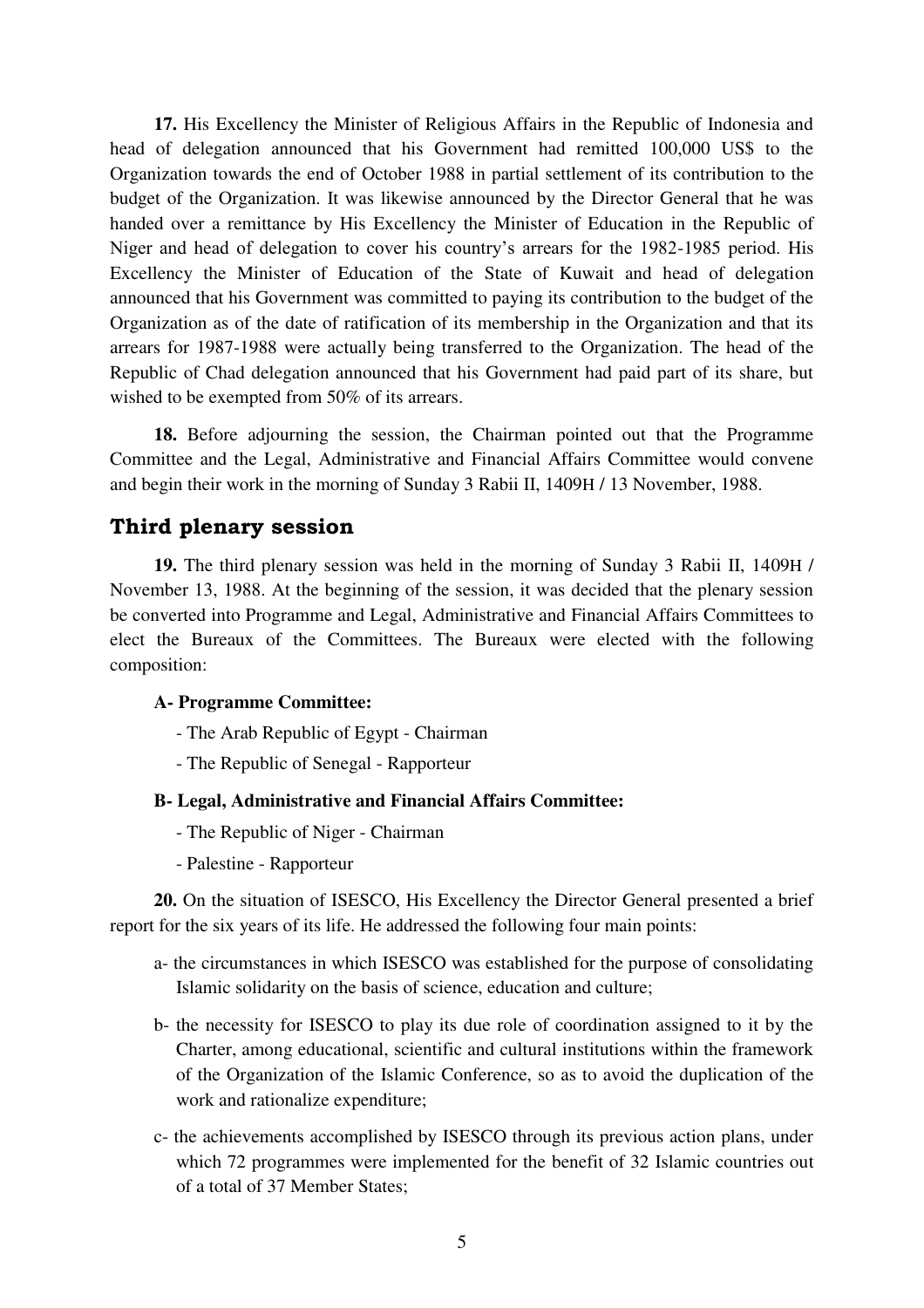**17.** His Excellency the Minister of Religious Affairs in the Republic of Indonesia and head of delegation announced that his Government had remitted 100,000 US$ to the Organization towards the end of October 1988 in partial settlement of its contribution to the budget of the Organization. It was likewise announced by the Director General that he was handed over a remittance by His Excellency the Minister of Education in the Republic of Niger and head of delegation to cover his country's arrears for the 1982-1985 period. His Excellency the Minister of Education of the State of Kuwait and head of delegation announced that his Government was committed to paying its contribution to the budget of the Organization as of the date of ratification of its membership in the Organization and that its arrears for 1987-1988 were actually being transferred to the Organization. The head of the Republic of Chad delegation announced that his Government had paid part of its share, but wished to be exempted from 50% of its arrears.

**18.** Before adjourning the session, the Chairman pointed out that the Programme Committee and the Legal, Administrative and Financial Affairs Committee would convene and begin their work in the morning of Sunday 3 Rabii II, 1409H / 13 November, 1988.

## Third plenary session

**19.** The third plenary session was held in the morning of Sunday 3 Rabii II, 1409H / November 13, 1988. At the beginning of the session, it was decided that the plenary session be converted into Programme and Legal, Administrative and Financial Affairs Committees to elect the Bureaux of the Committees. The Bureaux were elected with the following composition:

**A- Programme Committee:**

- The Arab Republic of Egypt - Chairman
- The Republic of Senegal - Rapporteur

**B- Legal, Administrative and Financial Affairs Committee:**

- The Republic of Niger - Chairman
- Palestine - Rapporteur

**20.** On the situation of ISESCO, His Excellency the Director General presented a brief report for the six years of its life. He addressed the following four main points:

a- the circumstances in which ISESCO was established for the purpose of consolidating Islamic solidarity on the basis of science, education and culture;

b- the necessity for ISESCO to play its due role of coordination assigned to it by the Charter, among educational, scientific and cultural institutions within the framework of the Organization of the Islamic Conference, so as to avoid the duplication of the work and rationalize expenditure;

c- the achievements accomplished by ISESCO through its previous action plans, under which 72 programmes were implemented for the benefit of 32 Islamic countries out of a total of 37 Member States;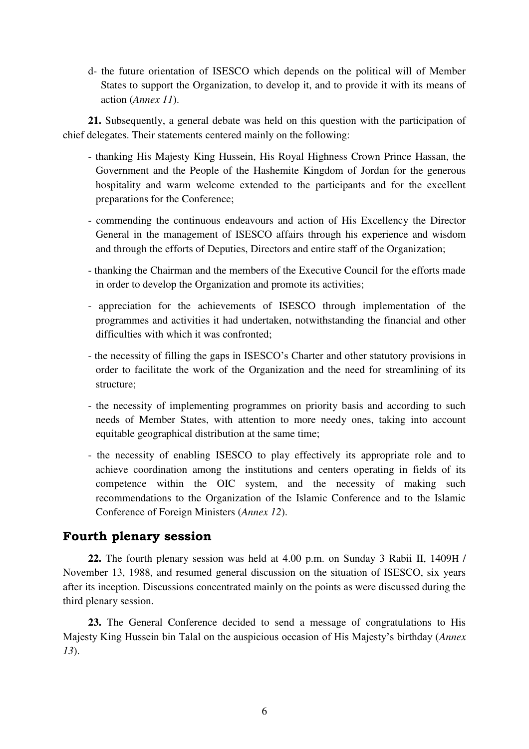d- the future orientation of ISESCO which depends on the political will of Member States to support the Organization, to develop it, and to provide it with its means of action (*Annex 11*).

**21.** Subsequently, a general debate was held on this question with the participation of chief delegates. Their statements centered mainly on the following:

- thanking His Majesty King Hussein, His Royal Highness Crown Prince Hassan, the Government and the People of the Hashemite Kingdom of Jordan for the generous hospitality and warm welcome extended to the participants and for the excellent preparations for the Conference;
- commending the continuous endeavours and action of His Excellency the Director General in the management of ISESCO affairs through his experience and wisdom and through the efforts of Deputies, Directors and entire staff of the Organization;
- thanking the Chairman and the members of the Executive Council for the efforts made in order to develop the Organization and promote its activities;
- appreciation for the achievements of ISESCO through implementation of the programmes and activities it had undertaken, notwithstanding the financial and other difficulties with which it was confronted;
- the necessity of filling the gaps in ISESCO's Charter and other statutory provisions in order to facilitate the work of the Organization and the need for streamlining of its structure;
- the necessity of implementing programmes on priority basis and according to such needs of Member States, with attention to more needy ones, taking into account equitable geographical distribution at the same time;
- the necessity of enabling ISESCO to play effectively its appropriate role and to achieve coordination among the institutions and centers operating in fields of its competence within the OIC system, and the necessity of making such recommendations to the Organization of the Islamic Conference and to the Islamic Conference of Foreign Ministers (*Annex 12*).

## Fourth plenary session

**22.** The fourth plenary session was held at 4.00 p.m. on Sunday 3 Rabii II, 1409H / November 13, 1988, and resumed general discussion on the situation of ISESCO, six years after its inception. Discussions concentrated mainly on the points as were discussed during the third plenary session.

**23.** The General Conference decided to send a message of congratulations to His Majesty King Hussein bin Talal on the auspicious occasion of His Majesty's birthday (*Annex 13*).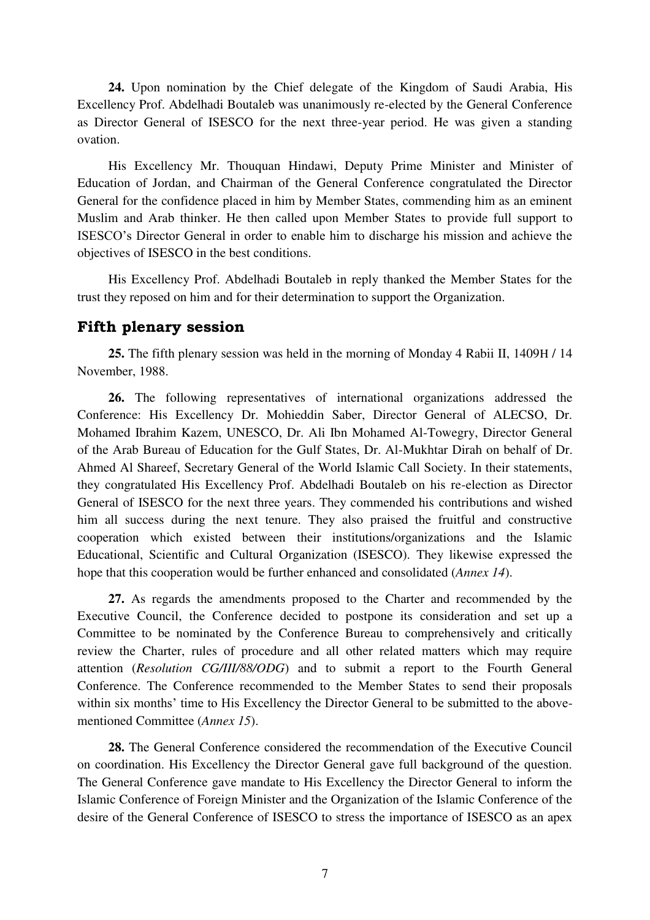**24.** Upon nomination by the Chief delegate of the Kingdom of Saudi Arabia, His Excellency Prof. Abdelhadi Boutaleb was unanimously re-elected by the General Conference as Director General of ISESCO for the next three-year period. He was given a standing ovation.

His Excellency Mr. Thouquan Hindawi, Deputy Prime Minister and Minister of Education of Jordan, and Chairman of the General Conference congratulated the Director General for the confidence placed in him by Member States, commending him as an eminent Muslim and Arab thinker. He then called upon Member States to provide full support to ISESCO's Director General in order to enable him to discharge his mission and achieve the objectives of ISESCO in the best conditions.

His Excellency Prof. Abdelhadi Boutaleb in reply thanked the Member States for the trust they reposed on him and for their determination to support the Organization.

## Fifth plenary session

**25.** The fifth plenary session was held in the morning of Monday 4 Rabii II, 1409H / 14 November, 1988.

**26.** The following representatives of international organizations addressed the Conference: His Excellency Dr. Mohieddin Saber, Director General of ALECSO, Dr. Mohamed Ibrahim Kazem, UNESCO, Dr. Ali Ibn Mohamed Al-Towegry, Director General of the Arab Bureau of Education for the Gulf States, Dr. Al-Mukhtar Dirah on behalf of Dr. Ahmed Al Shareef, Secretary General of the World Islamic Call Society. In their statements, they congratulated His Excellency Prof. Abdelhadi Boutaleb on his re-election as Director General of ISESCO for the next three years. They commended his contributions and wished him all success during the next tenure. They also praised the fruitful and constructive cooperation which existed between their institutions/organizations and the Islamic Educational, Scientific and Cultural Organization (ISESCO). They likewise expressed the hope that this cooperation would be further enhanced and consolidated (*Annex 14*).

**27.** As regards the amendments proposed to the Charter and recommended by the Executive Council, the Conference decided to postpone its consideration and set up a Committee to be nominated by the Conference Bureau to comprehensively and critically review the Charter, rules of procedure and all other related matters which may require attention (*Resolution CG/III/88/ODG*) and to submit a report to the Fourth General Conference. The Conference recommended to the Member States to send their proposals within six months' time to His Excellency the Director General to be submitted to the above-mentioned Committee (*Annex 15*).

**28.** The General Conference considered the recommendation of the Executive Council on coordination. His Excellency the Director General gave full background of the question. The General Conference gave mandate to His Excellency the Director General to inform the Islamic Conference of Foreign Minister and the Organization of the Islamic Conference of the desire of the General Conference of ISESCO to stress the importance of ISESCO as an apex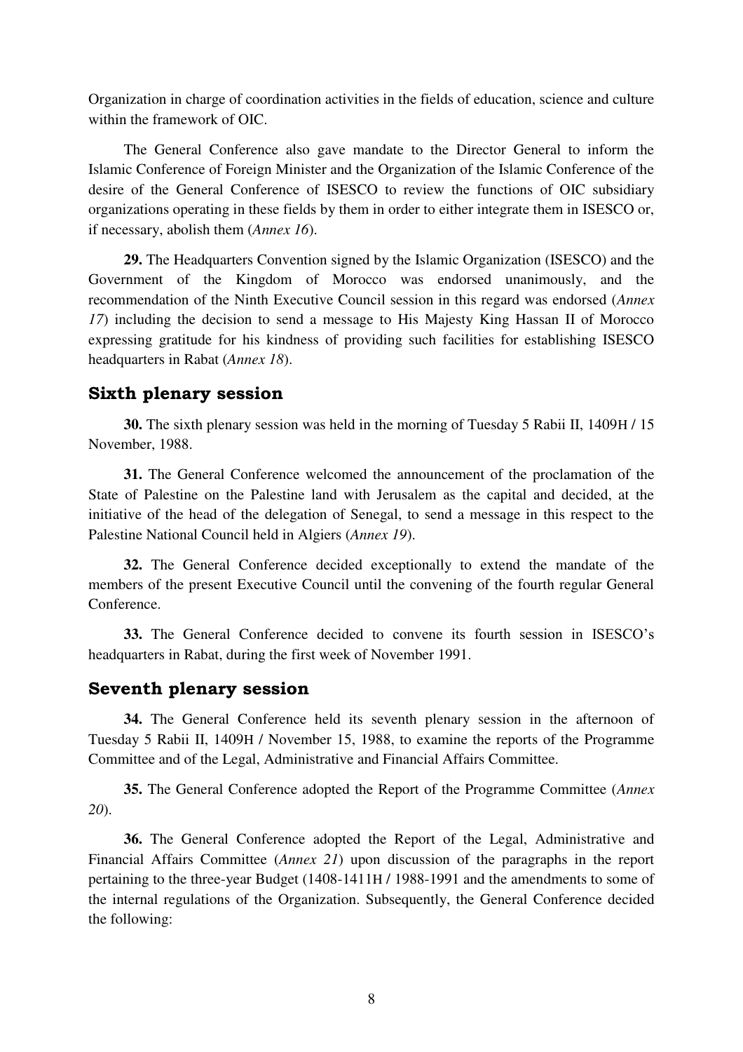Organization in charge of coordination activities in the fields of education, science and culture within the framework of OIC.

The General Conference also gave mandate to the Director General to inform the Islamic Conference of Foreign Minister and the Organization of the Islamic Conference of the desire of the General Conference of ISESCO to review the functions of OIC subsidiary organizations operating in these fields by them in order to either integrate them in ISESCO or, if necessary, abolish them (*Annex 16*).

**29.** The Headquarters Convention signed by the Islamic Organization (ISESCO) and the Government of the Kingdom of Morocco was endorsed unanimously, and the recommendation of the Ninth Executive Council session in this regard was endorsed (*Annex 17*) including the decision to send a message to His Majesty King Hassan II of Morocco expressing gratitude for his kindness of providing such facilities for establishing ISESCO headquarters in Rabat (*Annex 18*).

## Sixth plenary session

**30.** The sixth plenary session was held in the morning of Tuesday 5 Rabii II, 1409H / 15 November, 1988.

**31.** The General Conference welcomed the announcement of the proclamation of the State of Palestine on the Palestine land with Jerusalem as the capital and decided, at the initiative of the head of the delegation of Senegal, to send a message in this respect to the Palestine National Council held in Algiers (*Annex 19*).

**32.** The General Conference decided exceptionally to extend the mandate of the members of the present Executive Council until the convening of the fourth regular General Conference.

**33.** The General Conference decided to convene its fourth session in ISESCO's headquarters in Rabat, during the first week of November 1991.

## Seventh plenary session

**34.** The General Conference held its seventh plenary session in the afternoon of Tuesday 5 Rabii II, 1409H / November 15, 1988, to examine the reports of the Programme Committee and of the Legal, Administrative and Financial Affairs Committee.

**35.** The General Conference adopted the Report of the Programme Committee (*Annex 20*).

**36.** The General Conference adopted the Report of the Legal, Administrative and Financial Affairs Committee (*Annex 21*) upon discussion of the paragraphs in the report pertaining to the three-year Budget (1408-1411H / 1988-1991 and the amendments to some of the internal regulations of the Organization. Subsequently, the General Conference decided the following: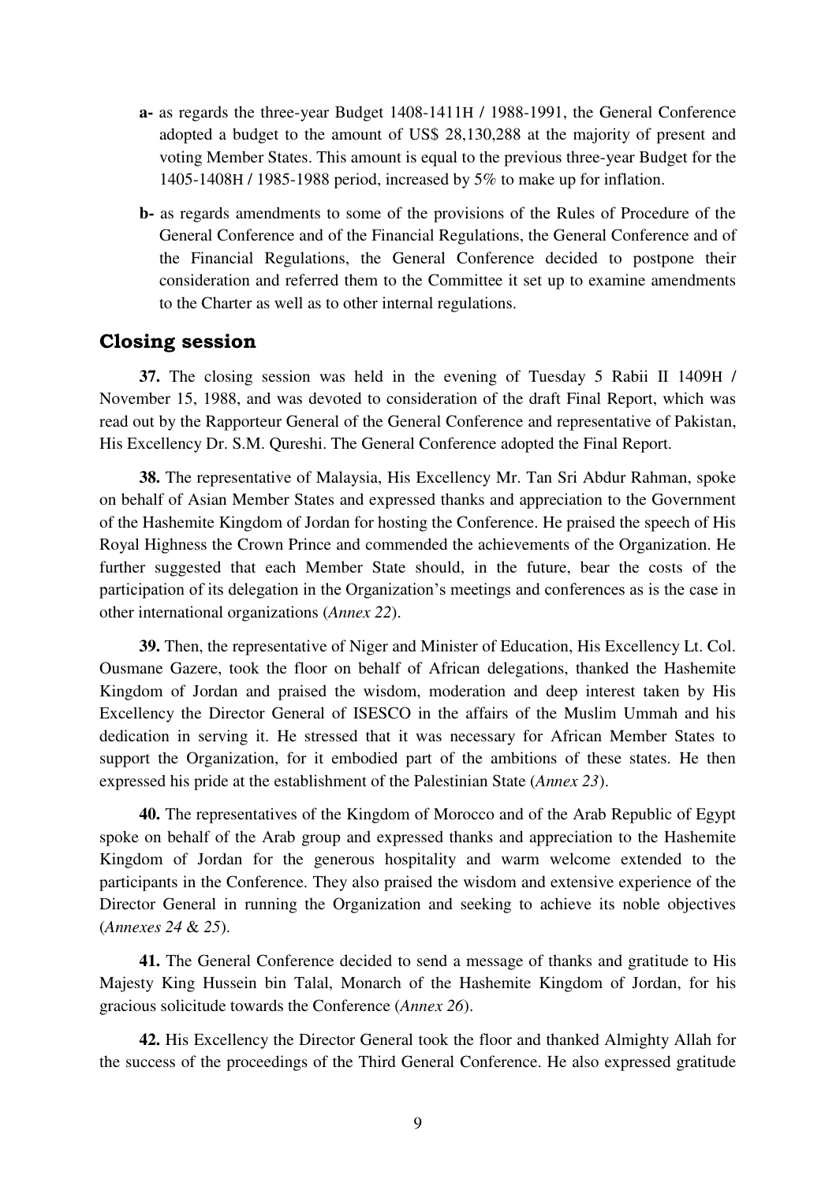**a-** as regards the three-year Budget 1408-1411H / 1988-1991, the General Conference adopted a budget to the amount of US$ 28,130,288 at the majority of present and voting Member States. This amount is equal to the previous three-year Budget for the 1405-1408H / 1985-1988 period, increased by 5% to make up for inflation.

**b-** as regards amendments to some of the provisions of the Rules of Procedure of the General Conference and of the Financial Regulations, the General Conference and of the Financial Regulations, the General Conference decided to postpone their consideration and referred them to the Committee it set up to examine amendments to the Charter as well as to other internal regulations.

## Closing session

**37.** The closing session was held in the evening of Tuesday 5 Rabii II 1409H / November 15, 1988, and was devoted to consideration of the draft Final Report, which was read out by the Rapporteur General of the General Conference and representative of Pakistan, His Excellency Dr. S.M. Qureshi. The General Conference adopted the Final Report.

**38.** The representative of Malaysia, His Excellency Mr. Tan Sri Abdur Rahman, spoke on behalf of Asian Member States and expressed thanks and appreciation to the Government of the Hashemite Kingdom of Jordan for hosting the Conference. He praised the speech of His Royal Highness the Crown Prince and commended the achievements of the Organization. He further suggested that each Member State should, in the future, bear the costs of the participation of its delegation in the Organization's meetings and conferences as is the case in other international organizations (*Annex 22*).

**39.** Then, the representative of Niger and Minister of Education, His Excellency Lt. Col. Ousmane Gazere, took the floor on behalf of African delegations, thanked the Hashemite Kingdom of Jordan and praised the wisdom, moderation and deep interest taken by His Excellency the Director General of ISESCO in the affairs of the Muslim Ummah and his dedication in serving it. He stressed that it was necessary for African Member States to support the Organization, for it embodied part of the ambitions of these states. He then expressed his pride at the establishment of the Palestinian State (*Annex 23*).

**40.** The representatives of the Kingdom of Morocco and of the Arab Republic of Egypt spoke on behalf of the Arab group and expressed thanks and appreciation to the Hashemite Kingdom of Jordan for the generous hospitality and warm welcome extended to the participants in the Conference. They also praised the wisdom and extensive experience of the Director General in running the Organization and seeking to achieve its noble objectives (*Annexes 24* & *25*).

**41.** The General Conference decided to send a message of thanks and gratitude to His Majesty King Hussein bin Talal, Monarch of the Hashemite Kingdom of Jordan, for his gracious solicitude towards the Conference (*Annex 26*).

**42.** His Excellency the Director General took the floor and thanked Almighty Allah for the success of the proceedings of the Third General Conference. He also expressed gratitude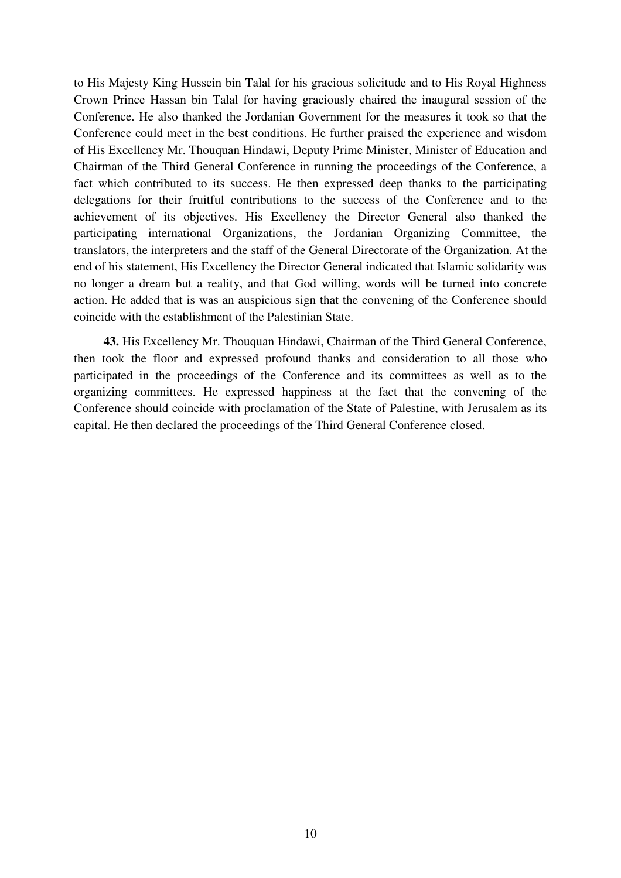to His Majesty King Hussein bin Talal for his gracious solicitude and to His Royal Highness Crown Prince Hassan bin Talal for having graciously chaired the inaugural session of the Conference. He also thanked the Jordanian Government for the measures it took so that the Conference could meet in the best conditions. He further praised the experience and wisdom of His Excellency Mr. Thouquan Hindawi, Deputy Prime Minister, Minister of Education and Chairman of the Third General Conference in running the proceedings of the Conference, a fact which contributed to its success. He then expressed deep thanks to the participating delegations for their fruitful contributions to the success of the Conference and to the achievement of its objectives. His Excellency the Director General also thanked the participating international Organizations, the Jordanian Organizing Committee, the translators, the interpreters and the staff of the General Directorate of the Organization. At the end of his statement, His Excellency the Director General indicated that Islamic solidarity was no longer a dream but a reality, and that God willing, words will be turned into concrete action. He added that is was an auspicious sign that the convening of the Conference should coincide with the establishment of the Palestinian State.

**43.** His Excellency Mr. Thouquan Hindawi, Chairman of the Third General Conference, then took the floor and expressed profound thanks and consideration to all those who participated in the proceedings of the Conference and its committees as well as to the organizing committees. He expressed happiness at the fact that the convening of the Conference should coincide with proclamation of the State of Palestine, with Jerusalem as its capital. He then declared the proceedings of the Third General Conference closed.